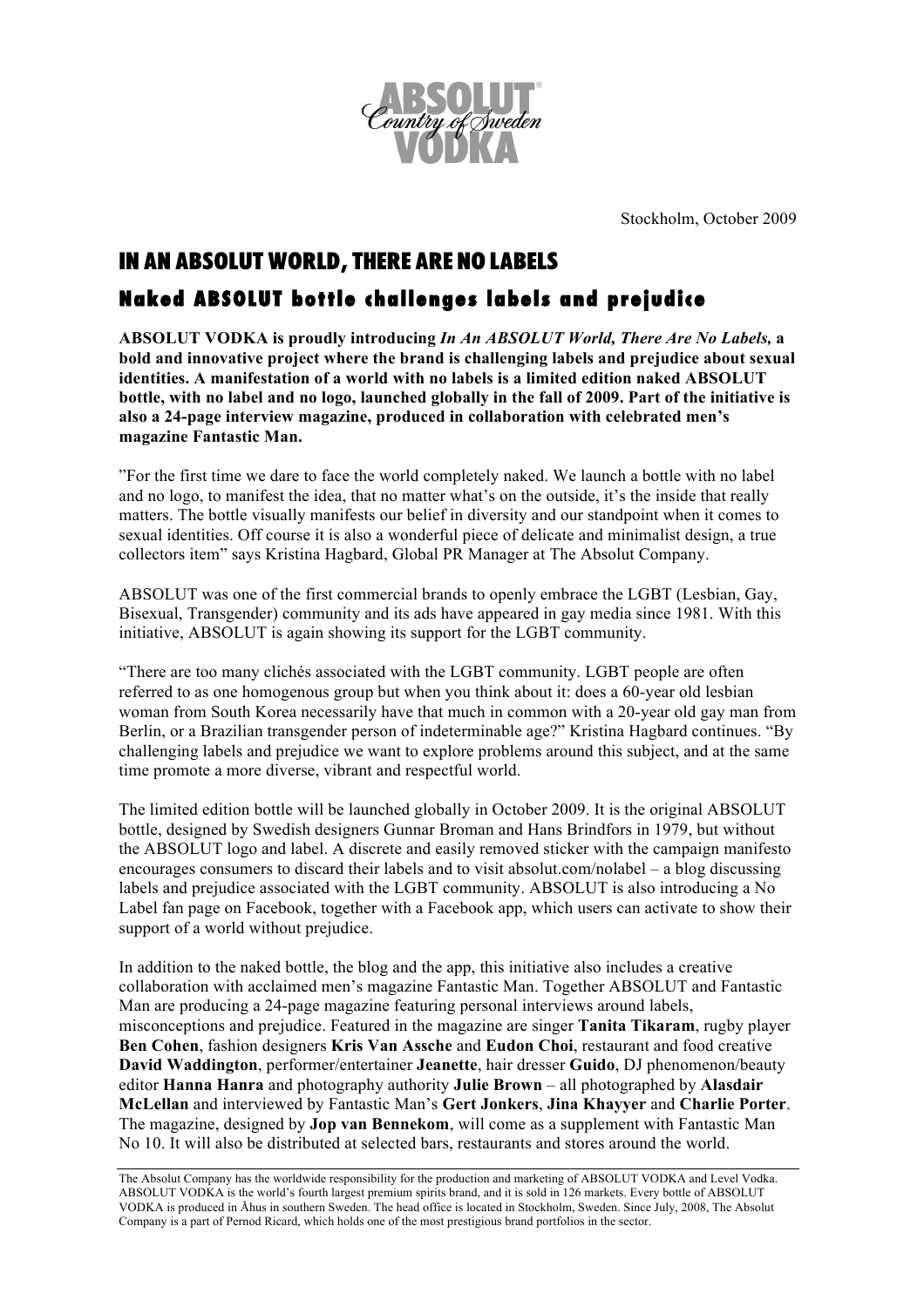ABSOLUT Country of Sweden VODKA

Stockholm, October 2009

# IN AN ABSOLUT WORLD, THERE ARE NO LABELS

## Naked ABSOLUT bottle challenges labels and prejudice

**ABSOLUT VODKA is proudly introducing *In An ABSOLUT World, There Are No Labels,* a bold and innovative project where the brand is challenging labels and prejudice about sexual identities. A manifestation of a world with no labels is a limited edition naked ABSOLUT bottle, with no label and no logo, launched globally in the fall of 2009. Part of the initiative is also a 24-page interview magazine, produced in collaboration with celebrated men's magazine Fantastic Man.**

"For the first time we dare to face the world completely naked. We launch a bottle with no label and no logo, to manifest the idea, that no matter what's on the outside, it's the inside that really matters. The bottle visually manifests our belief in diversity and our standpoint when it comes to sexual identities. Off course it is also a wonderful piece of delicate and minimalist design, a true collectors item" says Kristina Hagbard, Global PR Manager at The Absolut Company.

ABSOLUT was one of the first commercial brands to openly embrace the LGBT (Lesbian, Gay, Bisexual, Transgender) community and its ads have appeared in gay media since 1981. With this initiative, ABSOLUT is again showing its support for the LGBT community.

"There are too many clichés associated with the LGBT community. LGBT people are often referred to as one homogenous group but when you think about it: does a 60-year old lesbian woman from South Korea necessarily have that much in common with a 20-year old gay man from Berlin, or a Brazilian transgender person of indeterminable age?" Kristina Hagbard continues. "By challenging labels and prejudice we want to explore problems around this subject, and at the same time promote a more diverse, vibrant and respectful world.

The limited edition bottle will be launched globally in October 2009. It is the original ABSOLUT bottle, designed by Swedish designers Gunnar Broman and Hans Brindfors in 1979, but without the ABSOLUT logo and label. A discrete and easily removed sticker with the campaign manifesto encourages consumers to discard their labels and to visit absolut.com/nolabel – a blog discussing labels and prejudice associated with the LGBT community. ABSOLUT is also introducing a No Label fan page on Facebook, together with a Facebook app, which users can activate to show their support of a world without prejudice.

In addition to the naked bottle, the blog and the app, this initiative also includes a creative collaboration with acclaimed men's magazine Fantastic Man. Together ABSOLUT and Fantastic Man are producing a 24-page magazine featuring personal interviews around labels, misconceptions and prejudice. Featured in the magazine are singer **Tanita Tikaram**, rugby player **Ben Cohen**, fashion designers **Kris Van Assche** and **Eudon Choi**, restaurant and food creative **David Waddington**, performer/entertainer **Jeanette**, hair dresser **Guido**, DJ phenomenon/beauty editor **Hanna Hanra** and photography authority **Julie Brown** – all photographed by **Alasdair McLellan** and interviewed by Fantastic Man's **Gert Jonkers**, **Jina Khayyer** and **Charlie Porter**. The magazine, designed by **Jop van Bennekom**, will come as a supplement with Fantastic Man No 10. It will also be distributed at selected bars, restaurants and stores around the world.

---

The Absolut Company has the worldwide responsibility for the production and marketing of ABSOLUT VODKA and Level Vodka. ABSOLUT VODKA is the world's fourth largest premium spirits brand, and it is sold in 126 markets. Every bottle of ABSOLUT VODKA is produced in Åhus in southern Sweden. The head office is located in Stockholm, Sweden. Since July, 2008, The Absolut Company is a part of Pernod Ricard, which holds one of the most prestigious brand portfolios in the sector.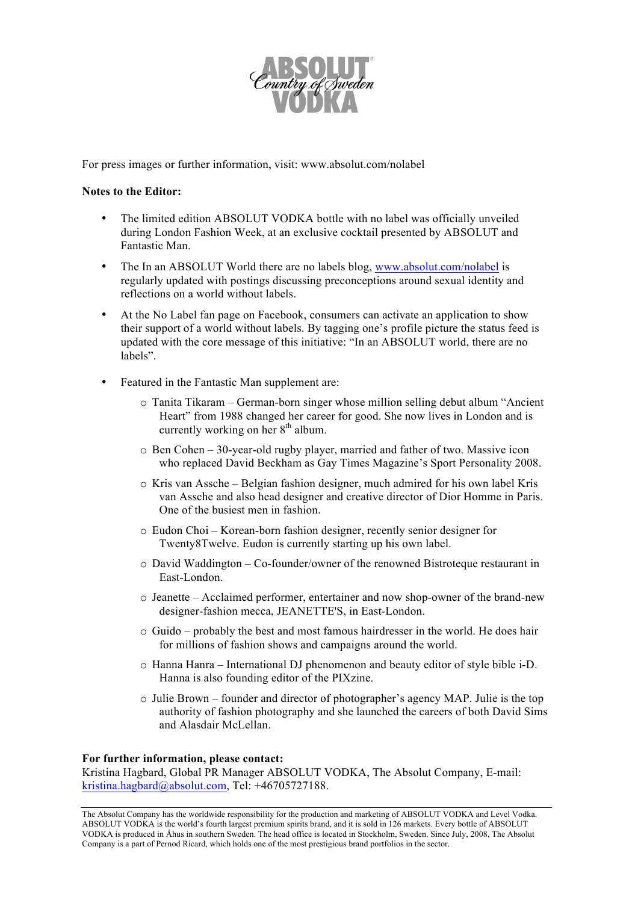For press images or further information, visit: www.absolut.com/nolabel

**Notes to the Editor:**

- The limited edition ABSOLUT VODKA bottle with no label was officially unveiled during London Fashion Week, at an exclusive cocktail presented by ABSOLUT and Fantastic Man.
- The In an ABSOLUT World there are no labels blog, www.absolut.com/nolabel is regularly updated with postings discussing preconceptions around sexual identity and reflections on a world without labels.
- At the No Label fan page on Facebook, consumers can activate an application to show their support of a world without labels. By tagging one's profile picture the status feed is updated with the core message of this initiative: "In an ABSOLUT world, there are no labels".
- Featured in the Fantastic Man supplement are:
    - Tanita Tikaram – German-born singer whose million selling debut album "Ancient Heart" from 1988 changed her career for good. She now lives in London and is currently working on her 8th album.
    - Ben Cohen – 30-year-old rugby player, married and father of two. Massive icon who replaced David Beckham as Gay Times Magazine's Sport Personality 2008.
    - Kris van Assche – Belgian fashion designer, much admired for his own label Kris van Assche and also head designer and creative director of Dior Homme in Paris. One of the busiest men in fashion.
    - Eudon Choi – Korean-born fashion designer, recently senior designer for Twenty8Twelve. Eudon is currently starting up his own label.
    - David Waddington – Co-founder/owner of the renowned Bistroteque restaurant in East-London.
    - Jeanette – Acclaimed performer, entertainer and now shop-owner of the brand-new designer-fashion mecca, JEANETTE'S, in East-London.
    - Guido – probably the best and most famous hairdresser in the world. He does hair for millions of fashion shows and campaigns around the world.
    - Hanna Hanra – International DJ phenomenon and beauty editor of style bible i-D. Hanna is also founding editor of the PIXzine.
    - Julie Brown – founder and director of photographer's agency MAP. Julie is the top authority of fashion photography and she launched the careers of both David Sims and Alasdair McLellan.

**For further information, please contact:**
Kristina Hagbard, Global PR Manager ABSOLUT VODKA, The Absolut Company, E-mail: kristina.hagbard@absolut.com, Tel: +46705727188.

---

The Absolut Company has the worldwide responsibility for the production and marketing of ABSOLUT VODKA and Level Vodka. ABSOLUT VODKA is the world's fourth largest premium spirits brand, and it is sold in 126 markets. Every bottle of ABSOLUT VODKA is produced in Åhus in southern Sweden. The head office is located in Stockholm, Sweden. Since July, 2008, The Absolut Company is a part of Pernod Ricard, which holds one of the most prestigious brand portfolios in the sector.